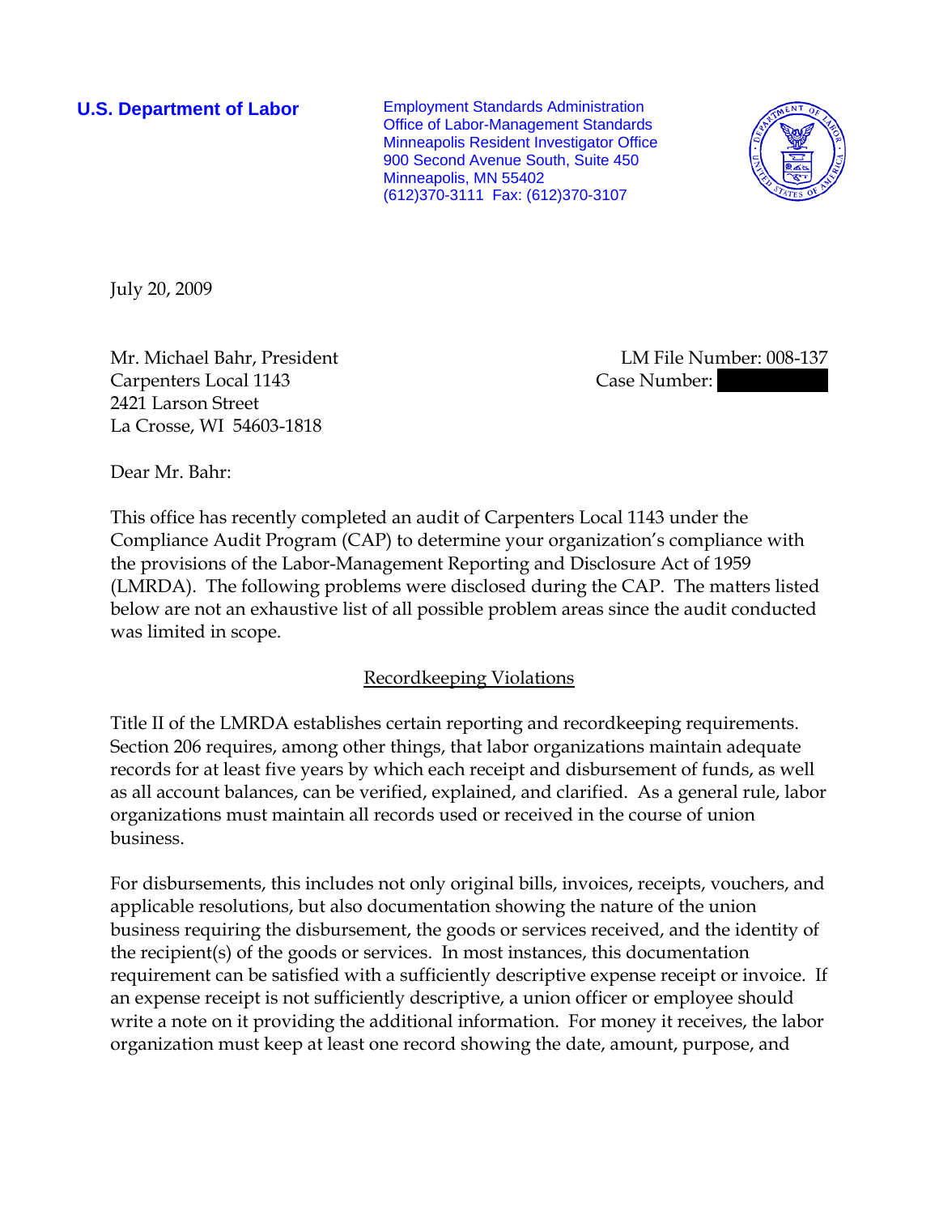**U.S. Department of Labor**

Employment Standards Administration
Office of Labor-Management Standards
Minneapolis Resident Investigator Office
900 Second Avenue South, Suite 450
Minneapolis, MN 55402
(612)370-3111 Fax: (612)370-3107

July 20, 2009

Mr. Michael Bahr, President
Carpenters Local 1143
2421 Larson Street
La Crosse, WI 54603-1818

LM File Number: 008-137
Case Number:

Dear Mr. Bahr:

This office has recently completed an audit of Carpenters Local 1143 under the Compliance Audit Program (CAP) to determine your organization's compliance with the provisions of the Labor-Management Reporting and Disclosure Act of 1959 (LMRDA). The following problems were disclosed during the CAP. The matters listed below are not an exhaustive list of all possible problem areas since the audit conducted was limited in scope.

## Recordkeeping Violations

Title II of the LMRDA establishes certain reporting and recordkeeping requirements. Section 206 requires, among other things, that labor organizations maintain adequate records for at least five years by which each receipt and disbursement of funds, as well as all account balances, can be verified, explained, and clarified. As a general rule, labor organizations must maintain all records used or received in the course of union business.

For disbursements, this includes not only original bills, invoices, receipts, vouchers, and applicable resolutions, but also documentation showing the nature of the union business requiring the disbursement, the goods or services received, and the identity of the recipient(s) of the goods or services. In most instances, this documentation requirement can be satisfied with a sufficiently descriptive expense receipt or invoice. If an expense receipt is not sufficiently descriptive, a union officer or employee should write a note on it providing the additional information. For money it receives, the labor organization must keep at least one record showing the date, amount, purpose, and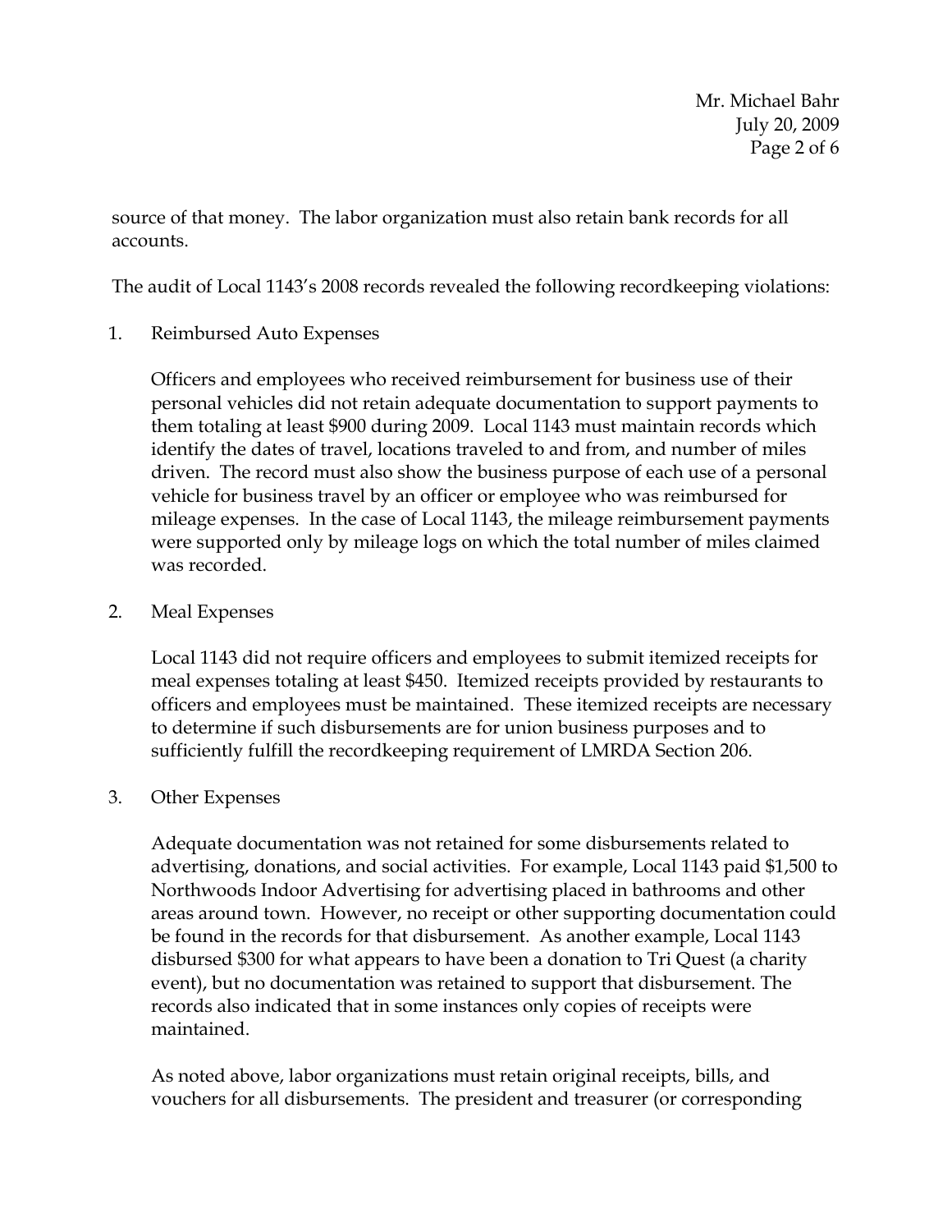source of that money. The labor organization must also retain bank records for all accounts.

The audit of Local 1143's 2008 records revealed the following recordkeeping violations:

1. Reimbursed Auto Expenses

   Officers and employees who received reimbursement for business use of their personal vehicles did not retain adequate documentation to support payments to them totaling at least $900 during 2009. Local 1143 must maintain records which identify the dates of travel, locations traveled to and from, and number of miles driven. The record must also show the business purpose of each use of a personal vehicle for business travel by an officer or employee who was reimbursed for mileage expenses. In the case of Local 1143, the mileage reimbursement payments were supported only by mileage logs on which the total number of miles claimed was recorded.

2. Meal Expenses

   Local 1143 did not require officers and employees to submit itemized receipts for meal expenses totaling at least $450. Itemized receipts provided by restaurants to officers and employees must be maintained. These itemized receipts are necessary to determine if such disbursements are for union business purposes and to sufficiently fulfill the recordkeeping requirement of LMRDA Section 206.

3. Other Expenses

   Adequate documentation was not retained for some disbursements related to advertising, donations, and social activities. For example, Local 1143 paid $1,500 to Northwoods Indoor Advertising for advertising placed in bathrooms and other areas around town. However, no receipt or other supporting documentation could be found in the records for that disbursement. As another example, Local 1143 disbursed $300 for what appears to have been a donation to Tri Quest (a charity event), but no documentation was retained to support that disbursement. The records also indicated that in some instances only copies of receipts were maintained.

   As noted above, labor organizations must retain original receipts, bills, and vouchers for all disbursements. The president and treasurer (or corresponding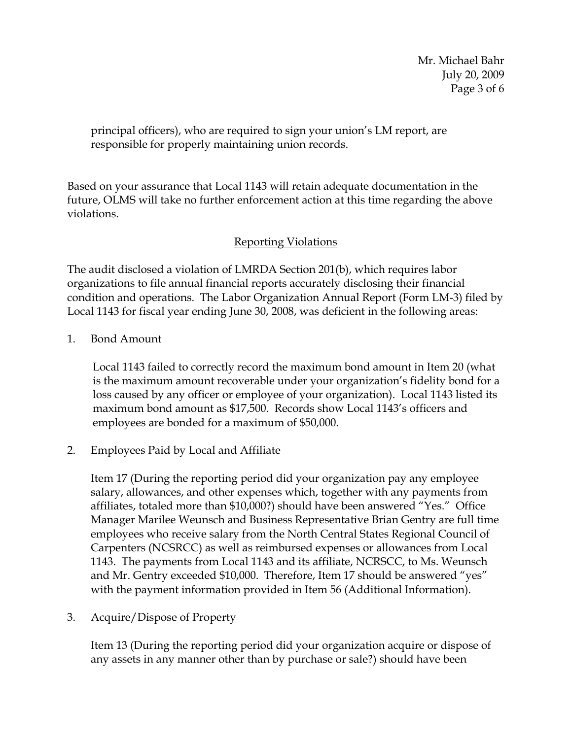principal officers), who are required to sign your union's LM report, are responsible for properly maintaining union records.

Based on your assurance that Local 1143 will retain adequate documentation in the future, OLMS will take no further enforcement action at this time regarding the above violations.

## Reporting Violations

The audit disclosed a violation of LMRDA Section 201(b), which requires labor organizations to file annual financial reports accurately disclosing their financial condition and operations. The Labor Organization Annual Report (Form LM-3) filed by Local 1143 for fiscal year ending June 30, 2008, was deficient in the following areas:

1. Bond Amount

   Local 1143 failed to correctly record the maximum bond amount in Item 20 (what is the maximum amount recoverable under your organization's fidelity bond for a loss caused by any officer or employee of your organization). Local 1143 listed its maximum bond amount as $17,500. Records show Local 1143's officers and employees are bonded for a maximum of $50,000.

2. Employees Paid by Local and Affiliate

   Item 17 (During the reporting period did your organization pay any employee salary, allowances, and other expenses which, together with any payments from affiliates, totaled more than $10,000?) should have been answered "Yes." Office Manager Marilee Weunsch and Business Representative Brian Gentry are full time employees who receive salary from the North Central States Regional Council of Carpenters (NCSRCC) as well as reimbursed expenses or allowances from Local 1143. The payments from Local 1143 and its affiliate, NCRSCC, to Ms. Weunsch and Mr. Gentry exceeded $10,000. Therefore, Item 17 should be answered "yes" with the payment information provided in Item 56 (Additional Information).

3. Acquire/Dispose of Property

   Item 13 (During the reporting period did your organization acquire or dispose of any assets in any manner other than by purchase or sale?) should have been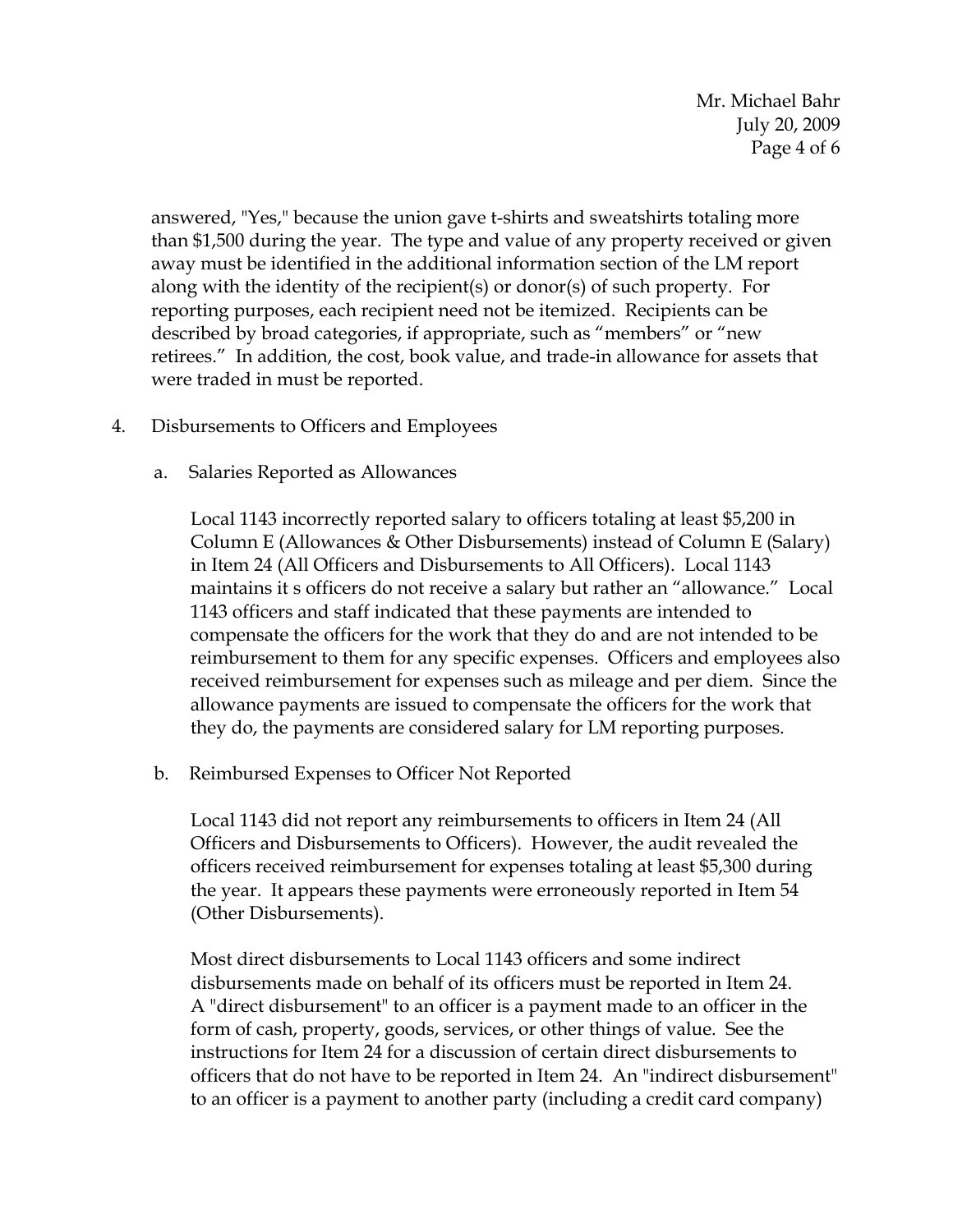answered, "Yes," because the union gave t-shirts and sweatshirts totaling more than $1,500 during the year. The type and value of any property received or given away must be identified in the additional information section of the LM report along with the identity of the recipient(s) or donor(s) of such property. For reporting purposes, each recipient need not be itemized. Recipients can be described by broad categories, if appropriate, such as "members" or "new retirees." In addition, the cost, book value, and trade-in allowance for assets that were traded in must be reported.

4. Disbursements to Officers and Employees

   a. Salaries Reported as Allowances

      Local 1143 incorrectly reported salary to officers totaling at least $5,200 in Column E (Allowances & Other Disbursements) instead of Column E (Salary) in Item 24 (All Officers and Disbursements to All Officers). Local 1143 maintains it s officers do not receive a salary but rather an "allowance." Local 1143 officers and staff indicated that these payments are intended to compensate the officers for the work that they do and are not intended to be reimbursement to them for any specific expenses. Officers and employees also received reimbursement for expenses such as mileage and per diem. Since the allowance payments are issued to compensate the officers for the work that they do, the payments are considered salary for LM reporting purposes.

   b. Reimbursed Expenses to Officer Not Reported

      Local 1143 did not report any reimbursements to officers in Item 24 (All Officers and Disbursements to Officers). However, the audit revealed the officers received reimbursement for expenses totaling at least $5,300 during the year. It appears these payments were erroneously reported in Item 54 (Other Disbursements).

      Most direct disbursements to Local 1143 officers and some indirect disbursements made on behalf of its officers must be reported in Item 24. A "direct disbursement" to an officer is a payment made to an officer in the form of cash, property, goods, services, or other things of value. See the instructions for Item 24 for a discussion of certain direct disbursements to officers that do not have to be reported in Item 24. An "indirect disbursement" to an officer is a payment to another party (including a credit card company)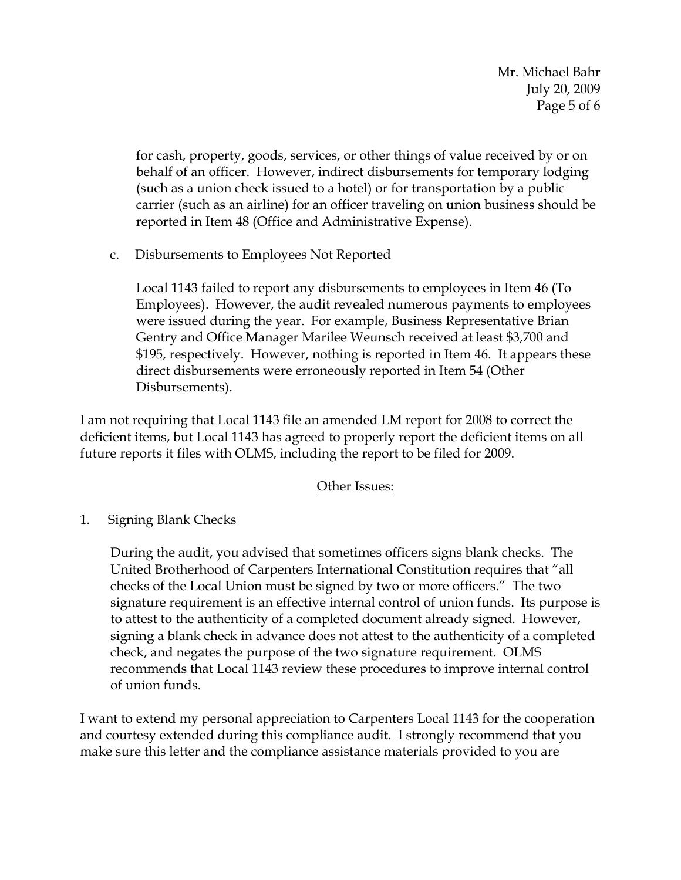for cash, property, goods, services, or other things of value received by or on behalf of an officer. However, indirect disbursements for temporary lodging (such as a union check issued to a hotel) or for transportation by a public carrier (such as an airline) for an officer traveling on union business should be reported in Item 48 (Office and Administrative Expense).

c. Disbursements to Employees Not Reported

Local 1143 failed to report any disbursements to employees in Item 46 (To Employees). However, the audit revealed numerous payments to employees were issued during the year. For example, Business Representative Brian Gentry and Office Manager Marilee Weunsch received at least $3,700 and $195, respectively. However, nothing is reported in Item 46. It appears these direct disbursements were erroneously reported in Item 54 (Other Disbursements).

I am not requiring that Local 1143 file an amended LM report for 2008 to correct the deficient items, but Local 1143 has agreed to properly report the deficient items on all future reports it files with OLMS, including the report to be filed for 2009.

<u>Other Issues:</u>

1. Signing Blank Checks

During the audit, you advised that sometimes officers signs blank checks. The United Brotherhood of Carpenters International Constitution requires that "all checks of the Local Union must be signed by two or more officers." The two signature requirement is an effective internal control of union funds. Its purpose is to attest to the authenticity of a completed document already signed. However, signing a blank check in advance does not attest to the authenticity of a completed check, and negates the purpose of the two signature requirement. OLMS recommends that Local 1143 review these procedures to improve internal control of union funds.

I want to extend my personal appreciation to Carpenters Local 1143 for the cooperation and courtesy extended during this compliance audit. I strongly recommend that you make sure this letter and the compliance assistance materials provided to you are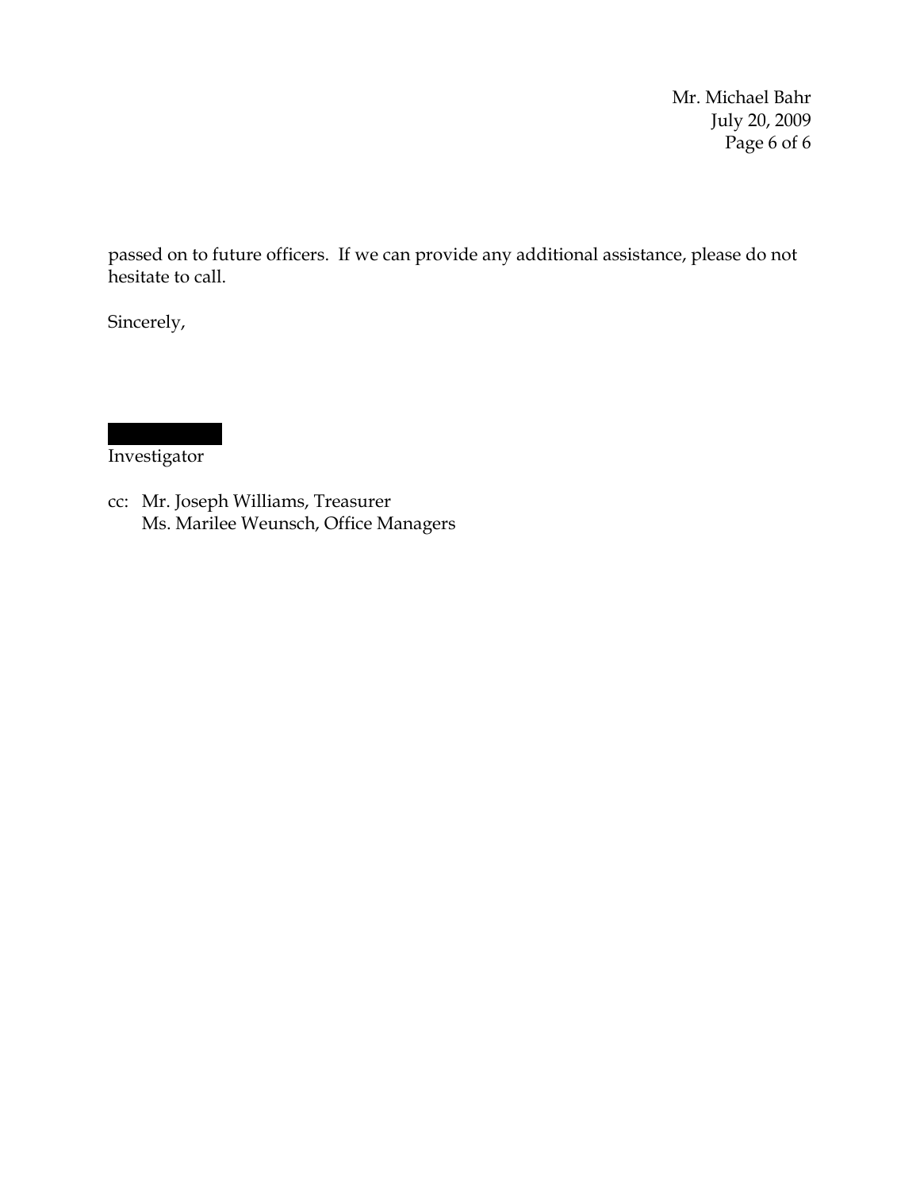passed on to future officers. If we can provide any additional assistance, please do not hesitate to call.

Sincerely,

Investigator

cc: Mr. Joseph Williams, Treasurer
Ms. Marilee Weunsch, Office Managers